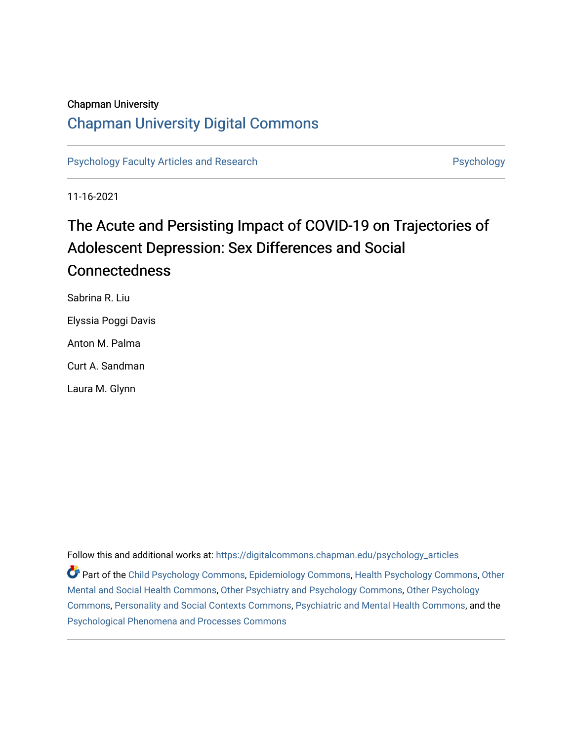Chapman University

## Chapman University Digital Commons

Psychology Faculty Articles and Research | Psychology

11-16-2021

# The Acute and Persisting Impact of COVID-19 on Trajectories of Adolescent Depression: Sex Differences and Social Connectedness

Sabrina R. Liu

Elyssia Poggi Davis

Anton M. Palma

Curt A. Sandman

Laura M. Glynn

Follow this and additional works at: https://digitalcommons.chapman.edu/psychology_articles

Part of the Child Psychology Commons, Epidemiology Commons, Health Psychology Commons, Other Mental and Social Health Commons, Other Psychiatry and Psychology Commons, Other Psychology Commons, Personality and Social Contexts Commons, Psychiatric and Mental Health Commons, and the Psychological Phenomena and Processes Commons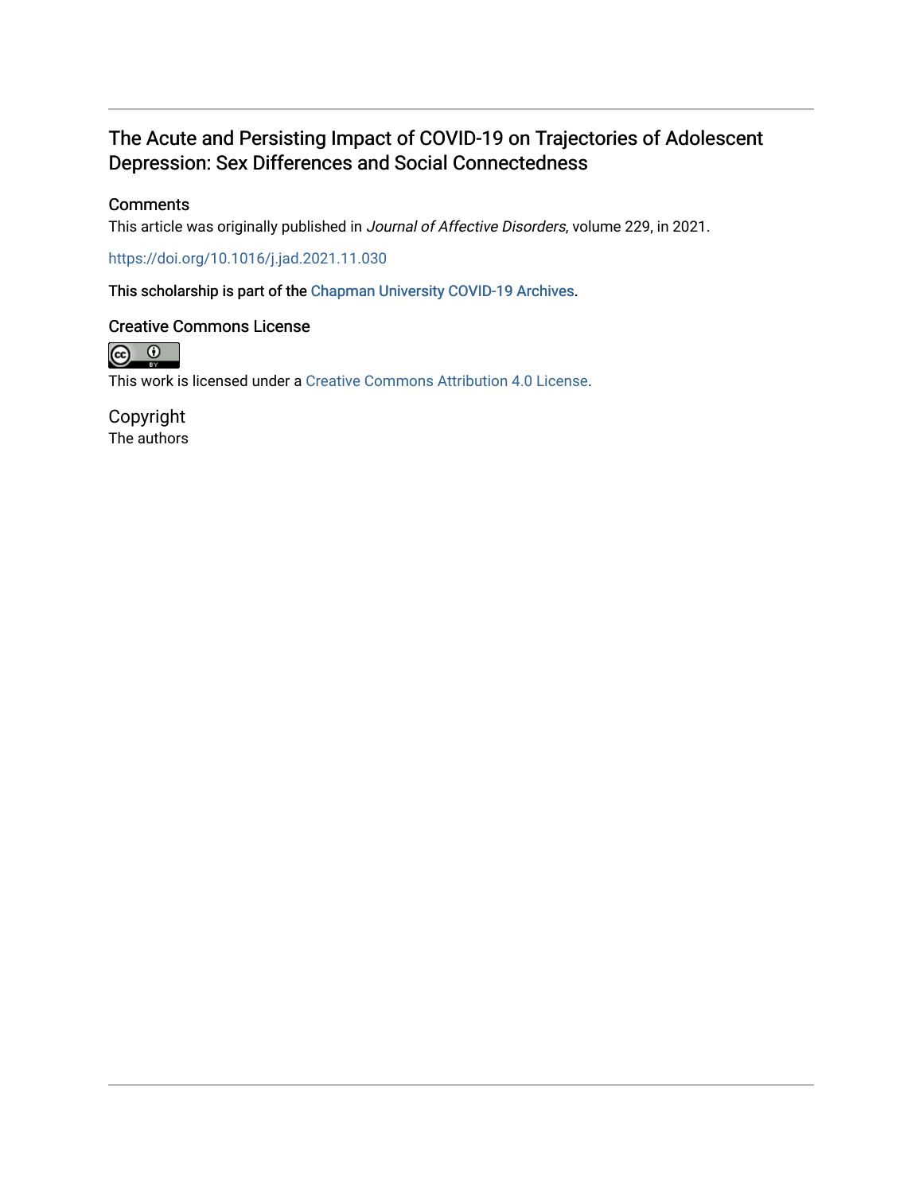# The Acute and Persisting Impact of COVID-19 on Trajectories of Adolescent Depression: Sex Differences and Social Connectedness

## Comments

This article was originally published in *Journal of Affective Disorders*, volume 229, in 2021.

https://doi.org/10.1016/j.jad.2021.11.030

This scholarship is part of the Chapman University COVID-19 Archives.

## Creative Commons License

This work is licensed under a Creative Commons Attribution 4.0 License.

## Copyright

The authors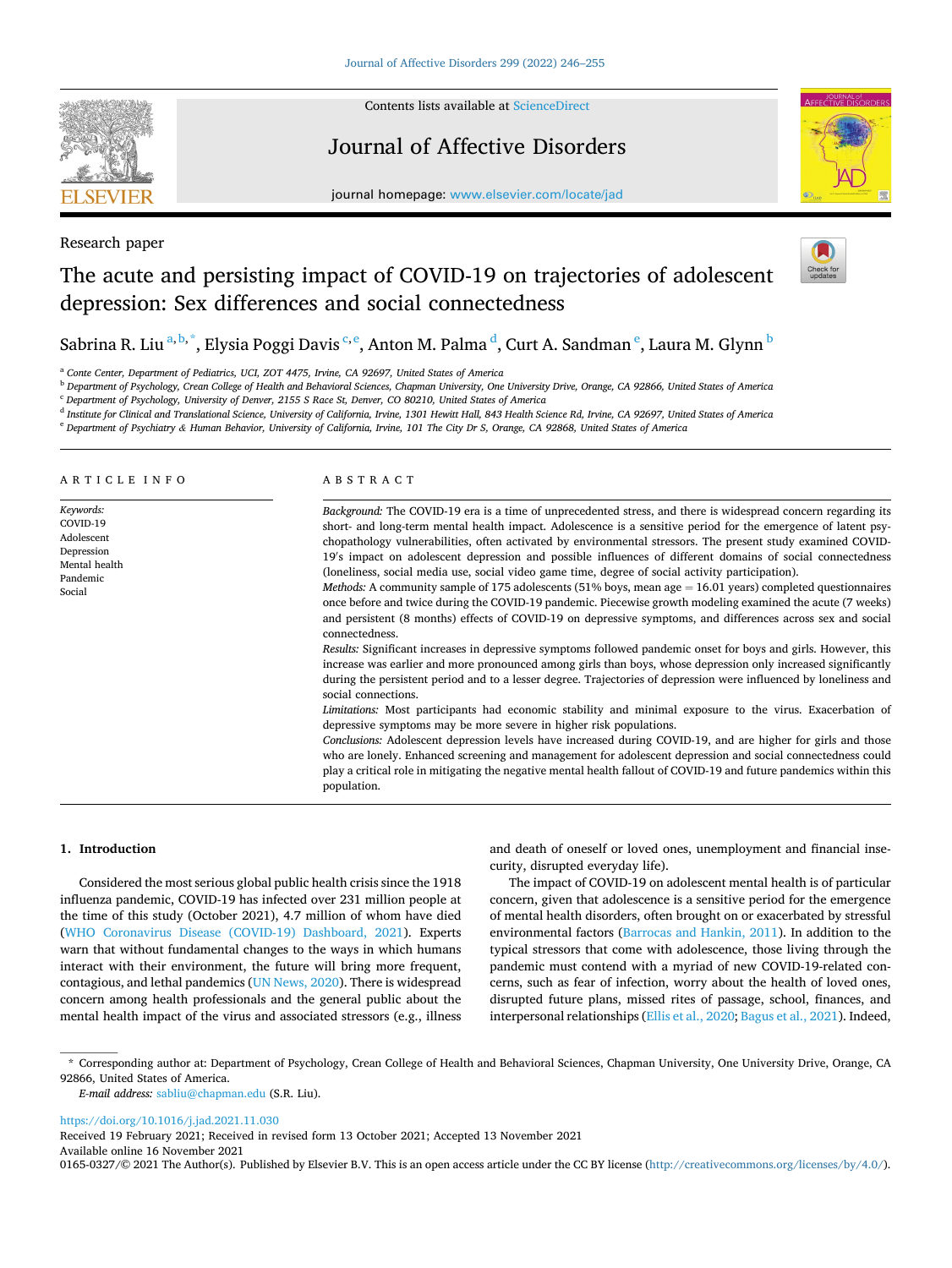Research paper

# The acute and persisting impact of COVID-19 on trajectories of adolescent depression: Sex differences and social connectedness

Sabrina R. Liu [a,b,*], Elysia Poggi Davis [c,e], Anton M. Palma [d], Curt A. Sandman [e], Laura M. Glynn [b]

[a] Conte Center, Department of Pediatrics, UCI, ZOT 4475, Irvine, CA 92697, United States of America
[b] Department of Psychology, Crean College of Health and Behavioral Sciences, Chapman University, One University Drive, Orange, CA 92866, United States of America
[c] Department of Psychology, University of Denver, 2155 S Race St, Denver, CO 80210, United States of America
[d] Institute for Clinical and Translational Science, University of California, Irvine, 1301 Hewitt Hall, 843 Health Science Rd, Irvine, CA 92697, United States of America
[e] Department of Psychiatry & Human Behavior, University of California, Irvine, 101 The City Dr S, Orange, CA 92868, United States of America

## ARTICLE INFO

*Keywords:*
COVID-19
Adolescent
Depression
Mental health
Pandemic
Social

## ABSTRACT

*Background:* The COVID-19 era is a time of unprecedented stress, and there is widespread concern regarding its short- and long-term mental health impact. Adolescence is a sensitive period for the emergence of latent psychopathology vulnerabilities, often activated by environmental stressors. The present study examined COVID-19's impact on adolescent depression and possible influences of different domains of social connectedness (loneliness, social media use, social video game time, degree of social activity participation).

*Methods:* A community sample of 175 adolescents (51% boys, mean age = 16.01 years) completed questionnaires once before and twice during the COVID-19 pandemic. Piecewise growth modeling examined the acute (7 weeks) and persistent (8 months) effects of COVID-19 on depressive symptoms, and differences across sex and social connectedness.

*Results:* Significant increases in depressive symptoms followed pandemic onset for boys and girls. However, this increase was earlier and more pronounced among girls than boys, whose depression only increased significantly during the persistent period and to a lesser degree. Trajectories of depression were influenced by loneliness and social connections.

*Limitations:* Most participants had economic stability and minimal exposure to the virus. Exacerbation of depressive symptoms may be more severe in higher risk populations.

*Conclusions:* Adolescent depression levels have increased during COVID-19, and are higher for girls and those who are lonely. Enhanced screening and management for adolescent depression and social connectedness could play a critical role in mitigating the negative mental health fallout of COVID-19 and future pandemics within this population.

## 1. Introduction

Considered the most serious global public health crisis since the 1918 influenza pandemic, COVID-19 has infected over 231 million people at the time of this study (October 2021), 4.7 million of whom have died (WHO Coronavirus Disease (COVID-19) Dashboard, 2021). Experts warn that without fundamental changes to the ways in which humans interact with their environment, the future will bring more frequent, contagious, and lethal pandemics (UN News, 2020). There is widespread concern among health professionals and the general public about the mental health impact of the virus and associated stressors (e.g., illness and death of oneself or loved ones, unemployment and financial insecurity, disrupted everyday life).

The impact of COVID-19 on adolescent mental health is of particular concern, given that adolescence is a sensitive period for the emergence of mental health disorders, often brought on or exacerbated by stressful environmental factors (Barrocas and Hankin, 2011). In addition to the typical stressors that come with adolescence, those living through the pandemic must contend with a myriad of new COVID-19-related concerns, such as fear of infection, worry about the health of loved ones, disrupted future plans, missed rites of passage, school, finances, and interpersonal relationships (Ellis et al., 2020; Bagus et al., 2021). Indeed,

* Corresponding author at: Department of Psychology, Crean College of Health and Behavioral Sciences, Chapman University, One University Drive, Orange, CA 92866, United States of America.
*E-mail address:* sabliu@chapman.edu (S.R. Liu).

https://doi.org/10.1016/j.jad.2021.11.030
Received 19 February 2021; Received in revised form 13 October 2021; Accepted 13 November 2021
Available online 16 November 2021
0165-0327/© 2021 The Author(s). Published by Elsevier B.V. This is an open access article under the CC BY license (http://creativecommons.org/licenses/by/4.0/).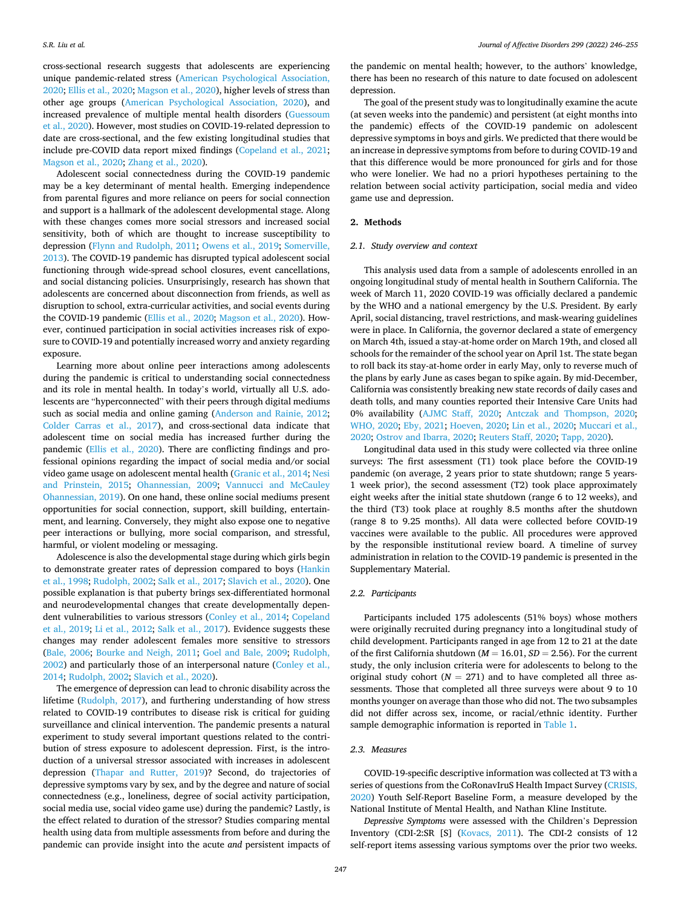cross-sectional research suggests that adolescents are experiencing unique pandemic-related stress (American Psychological Association, 2020; Ellis et al., 2020; Magson et al., 2020), higher levels of stress than other age groups (American Psychological Association, 2020), and increased prevalence of multiple mental health disorders (Guessoum et al., 2020). However, most studies on COVID-19-related depression to date are cross-sectional, and the few existing longitudinal studies that include pre-COVID data report mixed findings (Copeland et al., 2021; Magson et al., 2020; Zhang et al., 2020).

Adolescent social connectedness during the COVID-19 pandemic may be a key determinant of mental health. Emerging independence from parental figures and more reliance on peers for social connection and support is a hallmark of the adolescent developmental stage. Along with these changes comes more social stressors and increased social sensitivity, both of which are thought to increase susceptibility to depression (Flynn and Rudolph, 2011; Owens et al., 2019; Somerville, 2013). The COVID-19 pandemic has disrupted typical adolescent social functioning through wide-spread school closures, event cancellations, and social distancing policies. Unsurprisingly, research has shown that adolescents are concerned about disconnection from friends, as well as disruption to school, extra-curricular activities, and social events during the COVID-19 pandemic (Ellis et al., 2020; Magson et al., 2020). However, continued participation in social activities increases risk of exposure to COVID-19 and potentially increased worry and anxiety regarding exposure.

Learning more about online peer interactions among adolescents during the pandemic is critical to understanding social connectedness and its role in mental health. In today's world, virtually all U.S. adolescents are "hyperconnected" with their peers through digital mediums such as social media and online gaming (Anderson and Rainie, 2012; Colder Carras et al., 2017), and cross-sectional data indicate that adolescent time on social media has increased further during the pandemic (Ellis et al., 2020). There are conflicting findings and professional opinions regarding the impact of social media and/or social video game usage on adolescent mental health (Granic et al., 2014; Nesi and Prinstein, 2015; Ohannessian, 2009; Vannucci and McCauley Ohannessian, 2019). On one hand, these online social mediums present opportunities for social connection, support, skill building, entertainment, and learning. Conversely, they might also expose one to negative peer interactions or bullying, more social comparison, and stressful, harmful, or violent modeling or messaging.

Adolescence is also the developmental stage during which girls begin to demonstrate greater rates of depression compared to boys (Hankin et al., 1998; Rudolph, 2002; Salk et al., 2017; Slavich et al., 2020). One possible explanation is that puberty brings sex-differentiated hormonal and neurodevelopmental changes that create developmentally dependent vulnerabilities to various stressors (Conley et al., 2014; Copeland et al., 2019; Li et al., 2012; Salk et al., 2017). Evidence suggests these changes may render adolescent females more sensitive to stressors (Bale, 2006; Bourke and Neigh, 2011; Goel and Bale, 2009; Rudolph, 2002) and particularly those of an interpersonal nature (Conley et al., 2014; Rudolph, 2002; Slavich et al., 2020).

The emergence of depression can lead to chronic disability across the lifetime (Rudolph, 2017), and furthering understanding of how stress related to COVID-19 contributes to disease risk is critical for guiding surveillance and clinical intervention. The pandemic presents a natural experiment to study several important questions related to the contribution of stress exposure to adolescent depression. First, is the introduction of a universal stressor associated with increases in adolescent depression (Thapar and Rutter, 2019)? Second, do trajectories of depressive symptoms vary by sex, and by the degree and nature of social connectedness (e.g., loneliness, degree of social activity participation, social media use, social video game use) during the pandemic? Lastly, is the effect related to duration of the stressor? Studies comparing mental health using data from multiple assessments from before and during the pandemic can provide insight into the acute *and* persistent impacts of the pandemic on mental health; however, to the authors' knowledge, there has been no research of this nature to date focused on adolescent depression.

The goal of the present study was to longitudinally examine the acute (at seven weeks into the pandemic) and persistent (at eight months into the pandemic) effects of the COVID-19 pandemic on adolescent depressive symptoms in boys and girls. We predicted that there would be an increase in depressive symptoms from before to during COVID-19 and that this difference would be more pronounced for girls and for those who were lonelier. We had no a priori hypotheses pertaining to the relation between social activity participation, social media and video game use and depression.

## 2. Methods

### 2.1. Study overview and context

This analysis used data from a sample of adolescents enrolled in an ongoing longitudinal study of mental health in Southern California. The week of March 11, 2020 COVID-19 was officially declared a pandemic by the WHO and a national emergency by the U.S. President. By early April, social distancing, travel restrictions, and mask-wearing guidelines were in place. In California, the governor declared a state of emergency on March 4th, issued a stay-at-home order on March 19th, and closed all schools for the remainder of the school year on April 1st. The state began to roll back its stay-at-home order in early May, only to reverse much of the plans by early June as cases began to spike again. By mid-December, California was consistently breaking new state records of daily cases and death tolls, and many counties reported their Intensive Care Units had 0% availability (AJMC Staff, 2020; Antczak and Thompson, 2020; WHO, 2020; Eby, 2021; Hoeven, 2020; Lin et al., 2020; Muccari et al., 2020; Ostrov and Ibarra, 2020; Reuters Staff, 2020; Tapp, 2020).

Longitudinal data used in this study were collected via three online surveys: The first assessment (T1) took place before the COVID-19 pandemic (on average, 2 years prior to state shutdown; range 5 years-1 week prior), the second assessment (T2) took place approximately eight weeks after the initial state shutdown (range 6 to 12 weeks), and the third (T3) took place at roughly 8.5 months after the shutdown (range 8 to 9.25 months). All data were collected before COVID-19 vaccines were available to the public. All procedures were approved by the responsible institutional review board. A timeline of survey administration in relation to the COVID-19 pandemic is presented in the Supplementary Material.

### 2.2. Participants

Participants included 175 adolescents (51% boys) whose mothers were originally recruited during pregnancy into a longitudinal study of child development. Participants ranged in age from 12 to 21 at the date of the first California shutdown ($M = 16.01$, $SD = 2.56$). For the current study, the only inclusion criteria were for adolescents to belong to the original study cohort ($N = 271$) and to have completed all three assessments. Those that completed all three surveys were about 9 to 10 months younger on average than those who did not. The two subsamples did not differ across sex, income, or racial/ethnic identity. Further sample demographic information is reported in Table 1.

### 2.3. Measures

COVID-19-specific descriptive information was collected at T3 with a series of questions from the CoRonavIruS Health Impact Survey (CRISIS, 2020) Youth Self-Report Baseline Form, a measure developed by the National Institute of Mental Health, and Nathan Kline Institute.

*Depressive Symptoms* were assessed with the Children's Depression Inventory (CDI-2:SR [S] (Kovacs, 2011). The CDI-2 consists of 12 self-report items assessing various symptoms over the prior two weeks.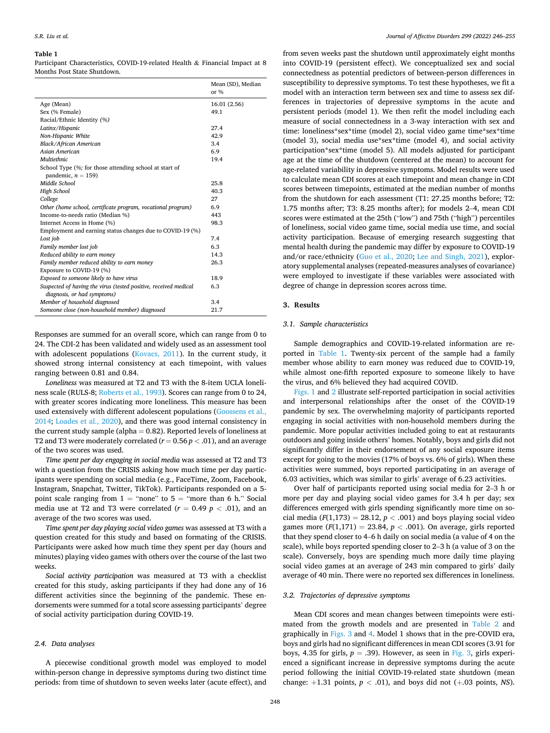**Table 1**
Participant Characteristics, COVID-19-related Health & Financial Impact at 8 Months Post State Shutdown.

| | Mean (SD), Median or % |
|---|---|
| Age (Mean) | 16.01 (2.56) |
| Sex (% Female) | 49.1 |
| Racial/Ethnic Identity *(%)* | |
| *Latinx/Hispanic* | 27.4 |
| *Non-Hispanic White* | 42.9 |
| *Black/African American* | 3.4 |
| *Asian American* | 6.9 |
| *Multiethnic* | 19.4 |
| School Type (*%; for those attending school at start of pandemic, n* = 159) | |
| *Middle School* | 25.8 |
| *High School* | 40.3 |
| *College* | 27 |
| *Other (home school, certificate program, vocational program)* | 6.9 |
| Income-to-needs ratio (Median %) | 443 |
| Internet Access in Home (%) | 98.3 |
| Employment and earning status changes due to COVID-19 (%) | |
| *Lost job* | 7.4 |
| *Family member lost job* | 6.3 |
| *Reduced ability to earn money* | 14.3 |
| *Family member reduced ability to earn money* | 26.3 |
| Exposure to COVID-19 (%) | |
| *Exposed to someone likely to have virus* | 18.9 |
| *Suspected of having the virus (tested positive, received medical diagnosis, or had symptoms)* | 6.3 |
| *Member of household diagnosed* | 3.4 |
| *Someone close (non-household member) diagnosed* | 21.7 |

Responses are summed for an overall score, which can range from 0 to 24. The CDI-2 has been validated and widely used as an assessment tool with adolescent populations (Kovacs, 2011). In the current study, it showed strong internal consistency at each timepoint, with values ranging between 0.81 and 0.84.

*Loneliness* was measured at T2 and T3 with the 8-item UCLA loneliness scale (RULS-8; Roberts et al., 1993). Scores can range from 0 to 24, with greater scores indicating more loneliness. This measure has been used extensively with different adolescent populations (Goossens et al., 2014; Loades et al., 2020), and there was good internal consistency in the current study sample (alpha = 0.82). Reported levels of loneliness at T2 and T3 were moderately correlated ($r = 0.56$ $p < .01$), and an average of the two scores was used.

*Time spent per day engaging in social media* was assessed at T2 and T3 with a question from the CRISIS asking how much time per day participants were spending on social media (e.g., FaceTime, Zoom, Facebook, Instagram, Snapchat, Twitter, TikTok). Participants responded on a 5-point scale ranging from 1 = "none" to 5 = "more than 6 h." Social media use at T2 and T3 were correlated ($r = 0.49$ $p < .01$), and an average of the two scores was used.

*Time spent per day playing social video games* was assessed at T3 with a question created for this study and based on formatting of the CRISIS. Participants were asked how much time they spent per day (hours and minutes) playing video games with others over the course of the last two weeks.

*Social activity participation* was measured at T3 with a checklist created for this study, asking participants if they had done any of 16 different activities since the beginning of the pandemic. These endorsements were summed for a total score assessing participants' degree of social activity participation during COVID-19.

### 2.4. Data analyses

A piecewise conditional growth model was employed to model within-person change in depressive symptoms during two distinct time periods: from time of shutdown to seven weeks later (acute effect), and from seven weeks past the shutdown until approximately eight months into COVID-19 (persistent effect). We conceptualized sex and social connectedness as potential predictors of between-person differences in susceptibility to depressive symptoms. To test these hypotheses, we fit a model with an interaction term between sex and time to assess sex differences in trajectories of depressive symptoms in the acute and persistent periods (model 1). We then refit the model including each measure of social connectedness in a 3-way interaction with sex and time: loneliness*sex*time (model 2), social video game time*sex*time (model 3), social media use*sex*time (model 4), and social activity participation*sex*time (model 5). All models adjusted for participant age at the time of the shutdown (centered at the mean) to account for age-related variability in depressive symptoms. Model results were used to calculate mean CDI scores at each timepoint and mean change in CDI scores between timepoints, estimated at the median number of months from the shutdown for each assessment (T1: 27.25 months before; T2: 1.75 months after; T3: 8.25 months after); for models 2–4, mean CDI scores were estimated at the 25th ("low") and 75th ("high") percentiles of loneliness, social video game time, social media use time, and social activity participation. Because of emerging research suggesting that mental health during the pandemic may differ by exposure to COVID-19 and/or race/ethnicity (Guo et al., 2020; Lee and Singh, 2021), exploratory supplemental analyses (repeated-measures analyses of covariance) were employed to investigate if these variables were associated with degree of change in depression scores across time.

## 3. Results

### 3.1. Sample characteristics

Sample demographics and COVID-19-related information are reported in Table 1. Twenty-six percent of the sample had a family member whose ability to earn money was reduced due to COVID-19, while almost one-fifth reported exposure to someone likely to have the virus, and 6% believed they had acquired COVID.

Figs. 1 and 2 illustrate self-reported participation in social activities and interpersonal relationships after the onset of the COVID-19 pandemic by sex. The overwhelming majority of participants reported engaging in social activities with non-household members during the pandemic. More popular activities included going to eat at restaurants outdoors and going inside others' homes. Notably, boys and girls did not significantly differ in their endorsement of any social exposure items except for going to the movies (17% of boys vs. 6% of girls). When these activities were summed, boys reported participating in an average of 6.03 activities, which was similar to girls' average of 6.23 activities.

Over half of participants reported using social media for 2–3 h or more per day and playing social video games for 3.4 h per day; sex differences emerged with girls spending significantly more time on social media ($F(1,173) = 28.12$, $p < .001$) and boys playing social video games more ($F(1,171) = 23.84$, $p < .001$). On average, girls reported that they spend closer to 4–6 h daily on social media (a value of 4 on the scale), while boys reported spending closer to 2–3 h (a value of 3 on the scale). Conversely, boys are spending much more daily time playing social video games at an average of 243 min compared to girls' daily average of 40 min. There were no reported sex differences in loneliness.

### 3.2. Trajectories of depressive symptoms

Mean CDI scores and mean changes between timepoints were estimated from the growth models and are presented in Table 2 and graphically in Figs. 3 and 4. Model 1 shows that in the pre-COVID era, boys and girls had no significant differences in mean CDI scores (3.91 for boys, 4.35 for girls, $p = .39$). However, as seen in Fig. 3, girls experienced a significant increase in depressive symptoms during the acute period following the initial COVID-19-related state shutdown (mean change: +1.31 points, $p < .01$), and boys did not (+.03 points, *NS*).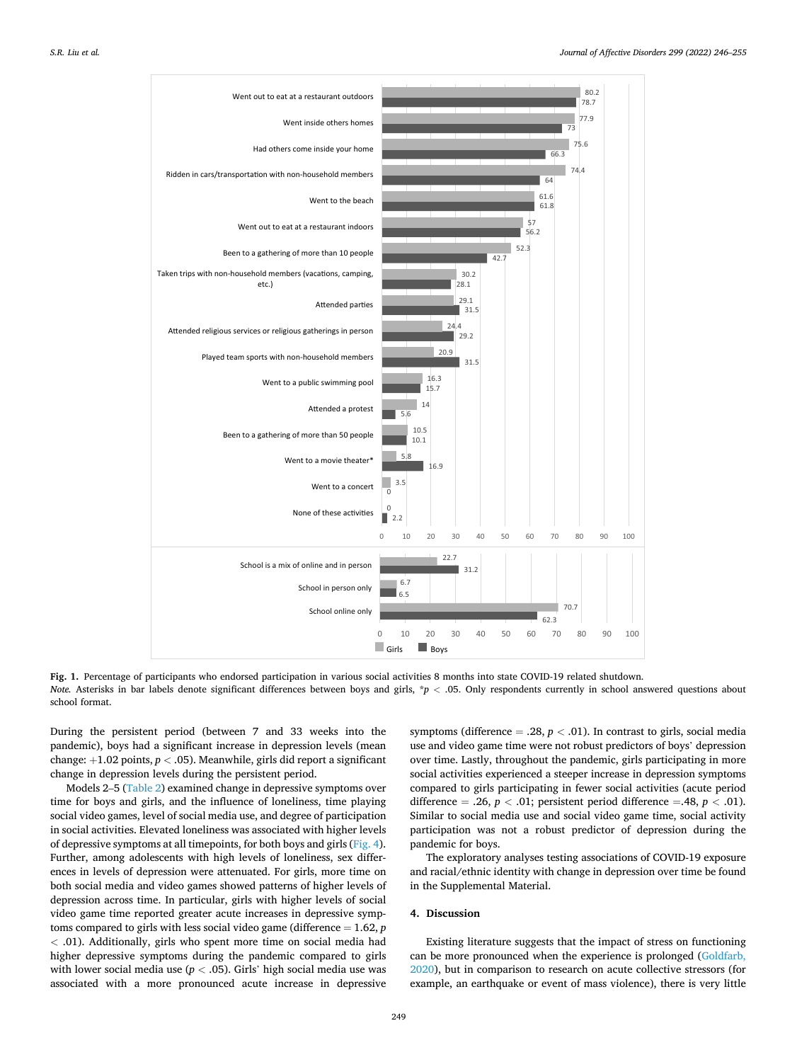| Activity | Girls | Boys |
|---|---|---|
| Went out to eat at a restaurant outdoors | 80.2 | 78.7 |
| Went inside others homes | 77.9 | 73 |
| Had others come inside your home | 75.6 | 66.3 |
| Ridden in cars/transportation with non-household members | 74.4 | 64 |
| Went to the beach | 61.6 | 61.8 |
| Went out to eat at a restaurant indoors | 57 | 56.2 |
| Been to a gathering of more than 10 people | 52.3 | 42.7 |
| Taken trips with non-household members (vacations, camping, etc.) | 30.2 | 28.1 |
| Attended parties | 29.1 | 31.5 |
| Attended religious services or religious gatherings in person | 24.4 | 29.2 |
| Played team sports with non-household members | 20.9 | 31.5 |
| Went to a public swimming pool | 16.3 | 15.7 |
| Attended a protest | 14 | 5.6 |
| Been to a gathering of more than 50 people | 10.5 | 10.1 |
| Went to a movie theater* | 5.8 | 16.9 |
| Went to a concert | 3.5 | 0 |
| None of these activities | 0 | 2.2 |
| School is a mix of online and in person | 22.7 | 31.2 |
| School in person only | 6.7 | 6.5 |
| School online only | 70.7 | 62.3 |

**Fig. 1.** Percentage of participants who endorsed participation in various social activities 8 months into state COVID-19 related shutdown.
*Note.* Asterisks in bar labels denote significant differences between boys and girls, $*p < .05$. Only respondents currently in school answered questions about school format.

During the persistent period (between 7 and 33 weeks into the pandemic), boys had a significant increase in depression levels (mean change: +1.02 points, $p < .05$). Meanwhile, girls did report a significant change in depression levels during the persistent period.

Models 2–5 (Table 2) examined change in depressive symptoms over time for boys and girls, and the influence of loneliness, time playing social video games, level of social media use, and degree of participation in social activities. Elevated loneliness was associated with higher levels of depressive symptoms at all timepoints, for both boys and girls (Fig. 4). Further, among adolescents with high levels of loneliness, sex differences in levels of depression were attenuated. For girls, more time on both social media and video games showed patterns of higher levels of depression across time. In particular, girls with higher levels of social video game time reported greater acute increases in depressive symptoms compared to girls with less social video game (difference = 1.62, $p < .01$). Additionally, girls who spent more time on social media had higher depressive symptoms during the pandemic compared to girls with lower social media use ($p < .05$). Girls' high social media use was associated with a more pronounced acute increase in depressive symptoms (difference = .28, $p < .01$). In contrast to girls, social media use and video game time were not robust predictors of boys' depression over time. Lastly, throughout the pandemic, girls participating in more social activities experienced a steeper increase in depression symptoms compared to girls participating in fewer social activities (acute period difference = .26, $p < .01$; persistent period difference =.48, $p < .01$). Similar to social media use and social video game time, social activity participation was not a robust predictor of depression during the pandemic for boys.

The exploratory analyses testing associations of COVID-19 exposure and racial/ethnic identity with change in depression over time be found in the Supplemental Material.

## 4. Discussion

Existing literature suggests that the impact of stress on functioning can be more pronounced when the experience is prolonged (Goldfarb, 2020), but in comparison to research on acute collective stressors (for example, an earthquake or event of mass violence), there is very little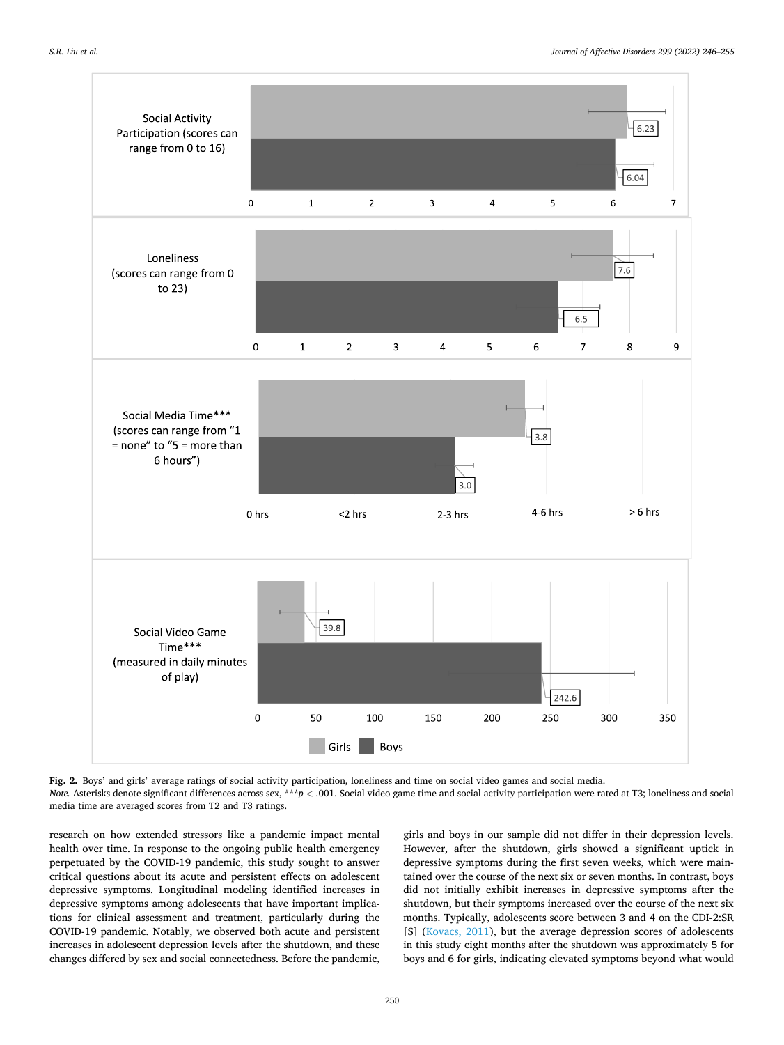Fig. 2. Boys' and girls' average ratings of social activity participation, loneliness and time on social video games and social media.

*Note.* Asterisks denote significant differences across sex, ***$p < .001$. Social video game time and social activity participation were rated at T3; loneliness and social media time are averaged scores from T2 and T3 ratings.

research on how extended stressors like a pandemic impact mental health over time. In response to the ongoing public health emergency perpetuated by the COVID-19 pandemic, this study sought to answer critical questions about its acute and persistent effects on adolescent depressive symptoms. Longitudinal modeling identified increases in depressive symptoms among adolescents that have important implications for clinical assessment and treatment, particularly during the COVID-19 pandemic. Notably, we observed both acute and persistent increases in adolescent depression levels after the shutdown, and these changes differed by sex and social connectedness. Before the pandemic, girls and boys in our sample did not differ in their depression levels. However, after the shutdown, girls showed a significant uptick in depressive symptoms during the first seven weeks, which were maintained over the course of the next six or seven months. In contrast, boys did not initially exhibit increases in depressive symptoms after the shutdown, but their symptoms increased over the course of the next six months. Typically, adolescents score between 3 and 4 on the CDI-2:SR [S] (Kovacs, 2011), but the average depression scores of adolescents in this study eight months after the shutdown was approximately 5 for boys and 6 for girls, indicating elevated symptoms beyond what would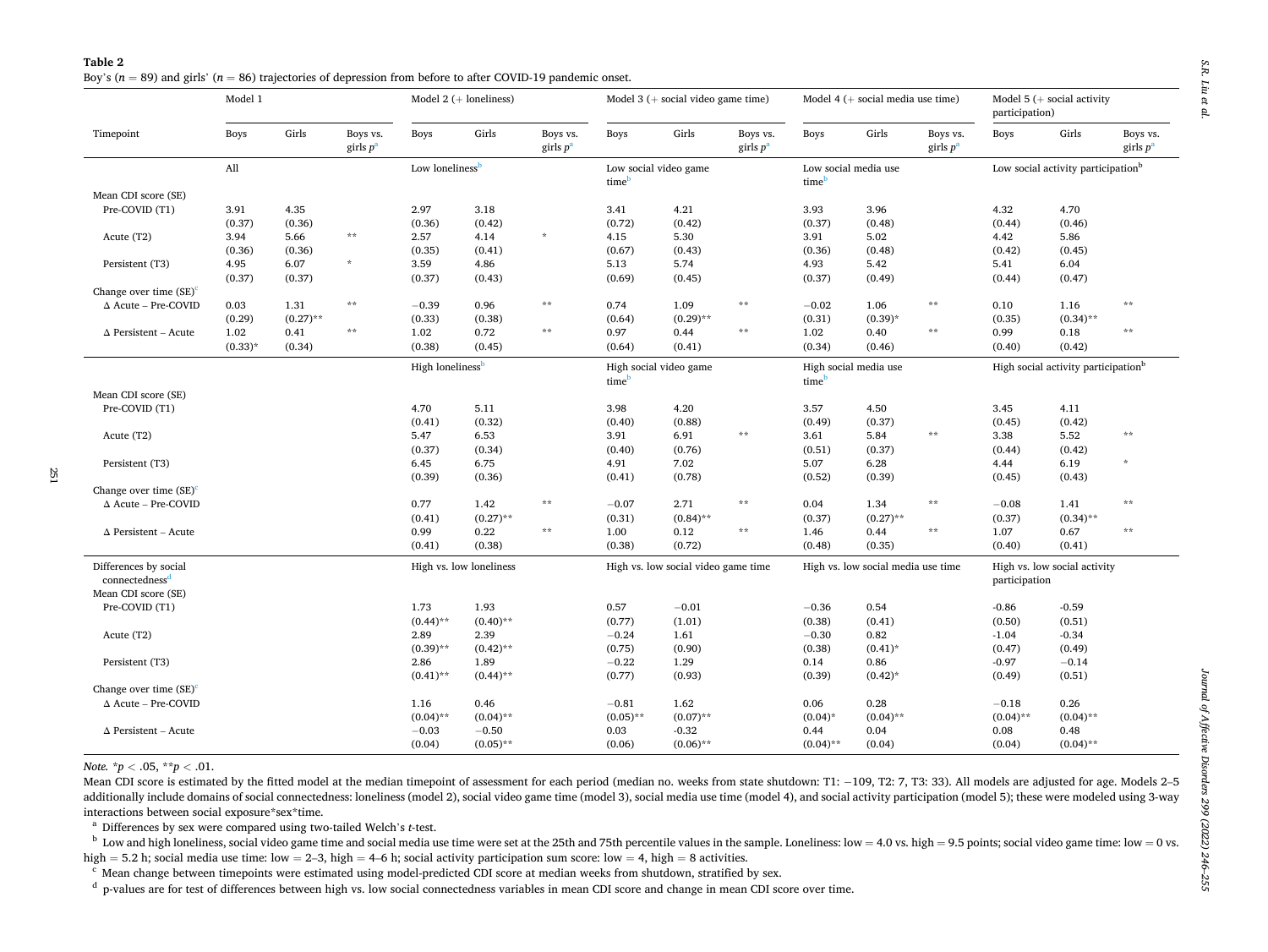**Table 2**

Boy's ($n = 89$) and girls' ($n = 86$) trajectories of depression from before to after COVID-19 pandemic onset.

| Timepoint | Model 1 | | | Model 2 (+ loneliness) | | | Model 3 (+ social video game time) | | | Model 4 (+ social media use time) | | | Model 5 (+ social activity participation) | | |
|---|---|---|---|---|---|---|---|---|---|---|---|---|---|---|---|
| | Boys | Girls | Boys vs. girls $p$[a] | Boys | Girls | Boys vs. girls $p$[a] | Boys | Girls | Boys vs. girls $p$[a] | Boys | Girls | Boys vs. girls $p$[a] | Boys | Girls | Boys vs. girls $p$[a] |
| | All | | | Low loneliness[b] | | | Low social video game time[b] | | | Low social media use time[b] | | | Low social activity participation[b] | | |
| Mean CDI score (SE) | | | | | | | | | | | | | | | |
| Pre-COVID (T1) | 3.91 (0.37) | 4.35 (0.36) | | 2.97 (0.36) | 3.18 (0.42) | | 3.41 (0.72) | 4.21 (0.42) | | 3.93 (0.37) | 3.96 (0.48) | | 4.32 (0.44) | 4.70 (0.46) | |
| Acute (T2) | 3.94 (0.36) | 5.66 (0.36) | ** | 2.57 (0.35) | 4.14 (0.41) | * | 4.15 (0.67) | 5.30 (0.43) | | 3.91 (0.36) | 5.02 (0.48) | | 4.42 (0.42) | 5.86 (0.45) | |
| Persistent (T3) | 4.95 (0.37) | 6.07 (0.37) | * | 3.59 (0.37) | 4.86 (0.43) | | 5.13 (0.69) | 5.74 (0.45) | | 4.93 (0.37) | 5.42 (0.49) | | 5.41 (0.44) | 6.04 (0.47) | |
| Change over time (SE)[c] | | | | | | | | | | | | | | | |
| Δ Acute – Pre-COVID | 0.03 (0.29) | 1.31 (0.27)** | ** | −0.39 (0.33) | 0.96 (0.38) | ** | 0.74 (0.64) | 1.09 (0.29)** | ** | −0.02 (0.31) | 1.06 (0.39)* | ** | 0.10 (0.35) | 1.16 (0.34)** | ** |
| Δ Persistent – Acute | 1.02 (0.33)* | 0.41 (0.34) | ** | 1.02 (0.38) | 0.72 (0.45) | ** | 0.97 (0.64) | 0.44 (0.41) | ** | 1.02 (0.34) | 0.40 (0.46) | ** | 0.99 (0.40) | 0.18 (0.42) | ** |
| | | | | High loneliness[b] | | | High social video game time[b] | | | High social media use time[b] | | | High social activity participation[b] | | |
| Mean CDI score (SE) | | | | | | | | | | | | | | | |
| Pre-COVID (T1) | | | | 4.70 (0.41) | 5.11 (0.32) | | 3.98 (0.40) | 4.20 (0.88) | | 3.57 (0.49) | 4.50 (0.37) | | 3.45 (0.45) | 4.11 (0.42) | |
| Acute (T2) | | | | 5.47 (0.37) | 6.53 (0.34) | | 3.91 (0.40) | 6.91 (0.76) | ** | 3.61 (0.51) | 5.84 (0.37) | ** | 3.38 (0.44) | 5.52 (0.42) | ** |
| Persistent (T3) | | | | 6.45 (0.39) | 6.75 (0.36) | | 4.91 (0.41) | 7.02 (0.78) | | 5.07 (0.52) | 6.28 (0.39) | | 4.44 (0.45) | 6.19 (0.43) | * |
| Change over time (SE)[c] | | | | | | | | | | | | | | | |
| Δ Acute – Pre-COVID | | | | 0.77 (0.41) | 1.42 (0.27)** | ** | −0.07 (0.31) | 2.71 (0.84)** | ** | 0.04 (0.37) | 1.34 (0.27)** | ** | −0.08 (0.37) | 1.41 (0.34)** | ** |
| Δ Persistent – Acute | | | | 0.99 (0.41) | 0.22 (0.38) | ** | 1.00 (0.38) | 0.12 (0.72) | ** | 1.46 (0.48) | 0.44 (0.35) | ** | 1.07 (0.40) | 0.67 (0.41) | ** |
| Differences by social connectedness[d] | | | | High vs. low loneliness | | | High vs. low social video game time | | | High vs. low social media use time | | | High vs. low social activity participation | | |
| Mean CDI score (SE) | | | | | | | | | | | | | | | |
| Pre-COVID (T1) | | | | 1.73 (0.44)** | 1.93 (0.40)** | | 0.57 (0.77) | −0.01 (1.01) | | −0.36 (0.38) | 0.54 (0.41) | | -0.86 (0.50) | -0.59 (0.51) | |
| Acute (T2) | | | | 2.89 (0.39)** | 2.39 (0.42)** | | −0.24 (0.75) | 1.61 (0.90) | | −0.30 (0.38) | 0.82 (0.41)* | | -1.04 (0.47) | -0.34 (0.49) | |
| Persistent (T3) | | | | 2.86 (0.41)** | 1.89 (0.44)** | | −0.22 (0.77) | 1.29 (0.93) | | 0.14 (0.39) | 0.86 (0.42)* | | -0.97 (0.49) | −0.14 (0.51) | |
| Change over time (SE)[c] | | | | | | | | | | | | | | | |
| Δ Acute – Pre-COVID | | | | 1.16 (0.04)** | 0.46 (0.04)** | | −0.81 (0.05)** | 1.62 (0.07)** | | 0.06 (0.04)* | 0.28 (0.04)** | | −0.18 (0.04)** | 0.26 (0.04)** | |
| Δ Persistent – Acute | | | | −0.03 (0.04) | −0.50 (0.05)** | | 0.03 (0.06) | -0.32 (0.06)** | | 0.44 (0.04)** | 0.04 (0.04) | | 0.08 (0.04) | 0.48 (0.04)** | |

*Note.* $^{*}p < .05$, $^{**}p < .01$.

Mean CDI score is estimated by the fitted model at the median timepoint of assessment for each period (median no. weeks from state shutdown: T1: −109, T2: 7, T3: 33). All models are adjusted for age. Models 2–5 additionally include domains of social connectedness: loneliness (model 2), social video game time (model 3), social media use time (model 4), and social activity participation (model 5); these were modeled using 3-way interactions between social exposure*sex*time.

[a] Differences by sex were compared using two-tailed Welch's *t*-test.

[b] Low and high loneliness, social video game time and social media use time were set at the 25th and 75th percentile values in the sample. Loneliness: low = 4.0 vs. high = 9.5 points; social video game time: low = 0 vs. high = 5.2 h; social media use time: low = 2–3, high = 4–6 h; social activity participation sum score: low = 4, high = 8 activities.

[c] Mean change between timepoints were estimated using model-predicted CDI score at median weeks from shutdown, stratified by sex.

[d] p-values are for test of differences between high vs. low social connectedness variables in mean CDI score and change in mean CDI score over time.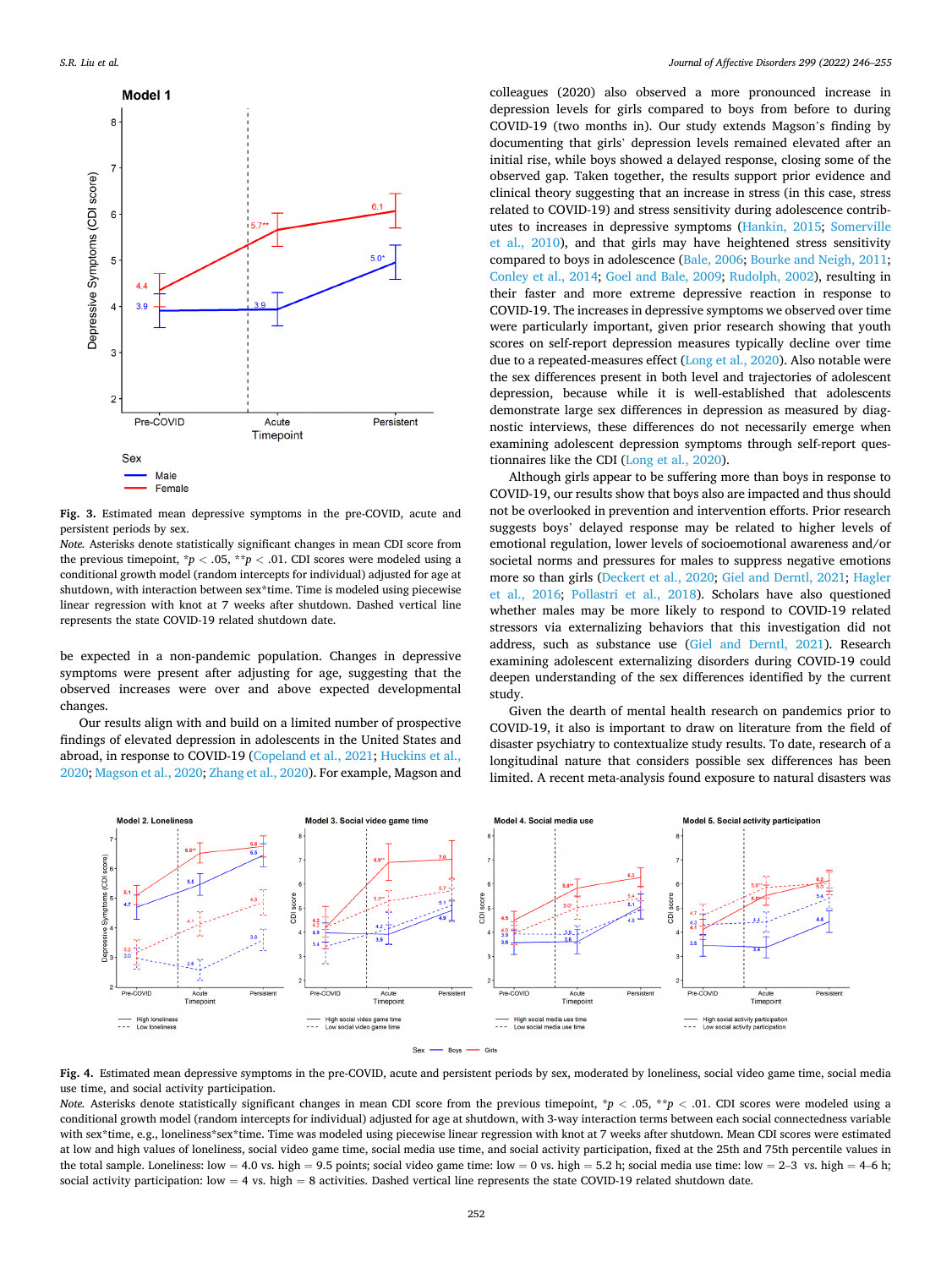**Fig. 3.** Estimated mean depressive symptoms in the pre-COVID, acute and persistent periods by sex.

*Note.* Asterisks denote statistically significant changes in mean CDI score from the previous timepoint, $*p < .05$, $**p < .01$. CDI scores were modeled using a conditional growth model (random intercepts for individual) adjusted for age at shutdown, with interaction between sex*time. Time is modeled using piecewise linear regression with knot at 7 weeks after shutdown. Dashed vertical line represents the state COVID-19 related shutdown date.

be expected in a non-pandemic population. Changes in depressive symptoms were present after adjusting for age, suggesting that the observed increases were over and above expected developmental changes.

Our results align with and build on a limited number of prospective findings of elevated depression in adolescents in the United States and abroad, in response to COVID-19 (Copeland et al., 2021; Huckins et al., 2020; Magson et al., 2020; Zhang et al., 2020). For example, Magson and colleagues (2020) also observed a more pronounced increase in depression levels for girls compared to boys from before to during COVID-19 (two months in). Our study extends Magson's finding by documenting that girls' depression levels remained elevated after an initial rise, while boys showed a delayed response, closing some of the observed gap. Taken together, the results support prior evidence and clinical theory suggesting that an increase in stress (in this case, stress related to COVID-19) and stress sensitivity during adolescence contributes to increases in depressive symptoms (Hankin, 2015; Somerville et al., 2010), and that girls may have heightened stress sensitivity compared to boys in adolescence (Bale, 2006; Bourke and Neigh, 2011; Conley et al., 2014; Goel and Bale, 2009; Rudolph, 2002), resulting in their faster and more extreme depressive reaction in response to COVID-19. The increases in depressive symptoms we observed over time were particularly important, given prior research showing that youth scores on self-report depression measures typically decline over time due to a repeated-measures effect (Long et al., 2020). Also notable were the sex differences present in both level and trajectories of adolescent depression, because while it is well-established that adolescents demonstrate large sex differences in depression as measured by diagnostic interviews, these differences do not necessarily emerge when examining adolescent depression symptoms through self-report questionnaires like the CDI (Long et al., 2020).

Although girls appear to be suffering more than boys in response to COVID-19, our results show that boys also are impacted and thus should not be overlooked in prevention and intervention efforts. Prior research suggests boys' delayed response may be related to higher levels of emotional regulation, lower levels of socioemotional awareness and/or societal norms and pressures for males to suppress negative emotions more so than girls (Deckert et al., 2020; Giel and Derntl, 2021; Hagler et al., 2016; Pollastri et al., 2018). Scholars have also questioned whether males may be more likely to respond to COVID-19 related stressors via externalizing behaviors that this investigation did not address, such as substance use (Giel and Derntl, 2021). Research examining adolescent externalizing disorders during COVID-19 could deepen understanding of the sex differences identified by the current study.

Given the dearth of mental health research on pandemics prior to COVID-19, it also is important to draw on literature from the field of disaster psychiatry to contextualize study results. To date, research of a longitudinal nature that considers possible sex differences has been limited. A recent meta-analysis found exposure to natural disasters was

**Fig. 4.** Estimated mean depressive symptoms in the pre-COVID, acute and persistent periods by sex, moderated by loneliness, social video game time, social media use time, and social activity participation.

*Note.* Asterisks denote statistically significant changes in mean CDI score from the previous timepoint, $*p < .05$, $**p < .01$. CDI scores were modeled using a conditional growth model (random intercepts for individual) adjusted for age at shutdown, with 3-way interaction terms between each social connectedness variable with sex*time, e.g., loneliness*sex*time. Time was modeled using piecewise linear regression with knot at 7 weeks after shutdown. Mean CDI scores were estimated at low and high values of loneliness, social video game time, social media use time, and social activity participation, fixed at the 25th and 75th percentile values in the total sample. Loneliness: low = 4.0 vs. high = 9.5 points; social video game time: low = 0 vs. high = 5.2 h; social media use time: low = 2–3 vs. high = 4–6 h; social activity participation: low = 4 vs. high = 8 activities. Dashed vertical line represents the state COVID-19 related shutdown date.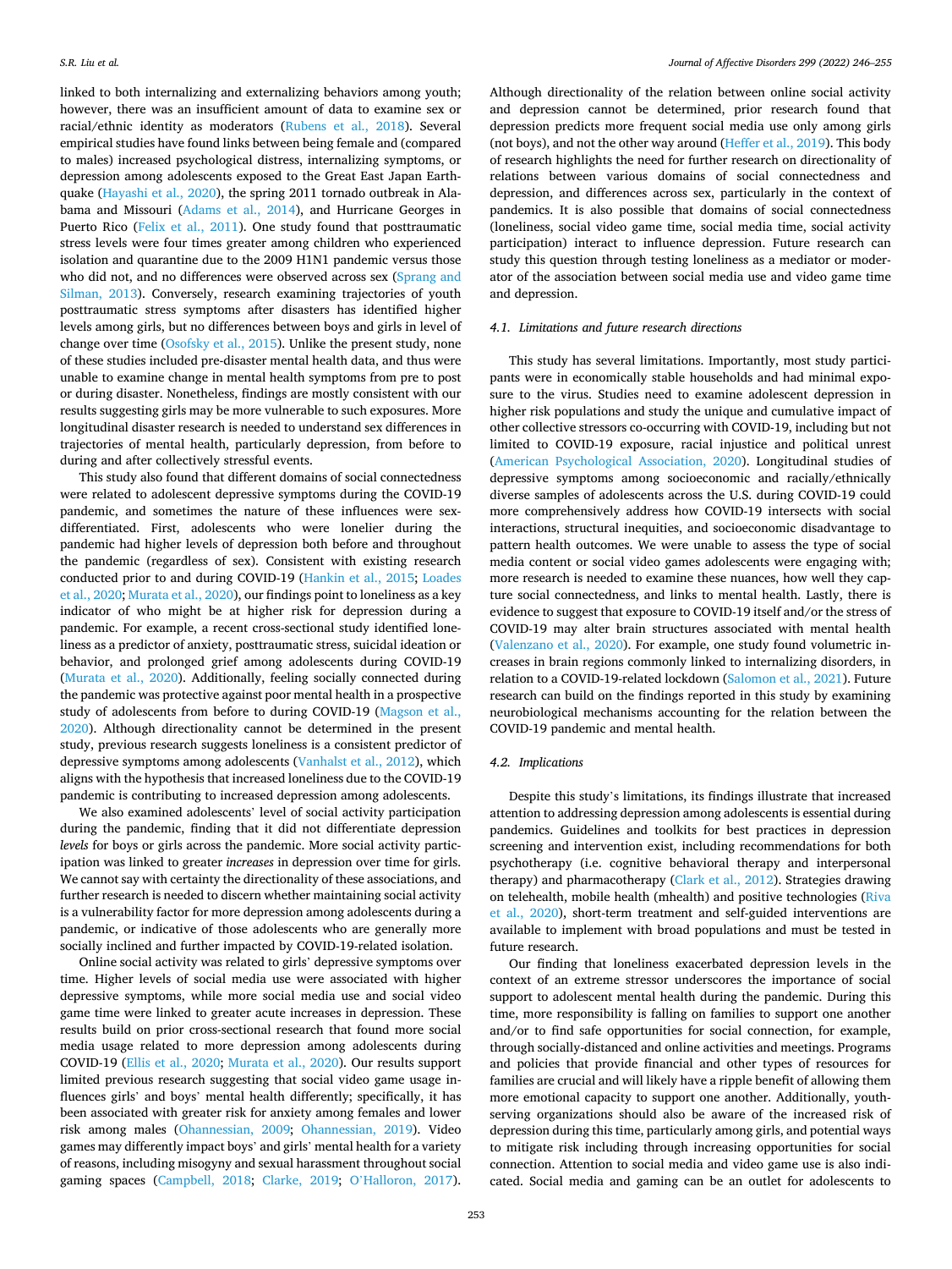linked to both internalizing and externalizing behaviors among youth; however, there was an insufficient amount of data to examine sex or racial/ethnic identity as moderators (Rubens et al., 2018). Several empirical studies have found links between being female and (compared to males) increased psychological distress, internalizing symptoms, or depression among adolescents exposed to the Great East Japan Earthquake (Hayashi et al., 2020), the spring 2011 tornado outbreak in Alabama and Missouri (Adams et al., 2014), and Hurricane Georges in Puerto Rico (Felix et al., 2011). One study found that posttraumatic stress levels were four times greater among children who experienced isolation and quarantine due to the 2009 H1N1 pandemic versus those who did not, and no differences were observed across sex (Sprang and Silman, 2013). Conversely, research examining trajectories of youth posttraumatic stress symptoms after disasters has identified higher levels among girls, but no differences between boys and girls in level of change over time (Osofsky et al., 2015). Unlike the present study, none of these studies included pre-disaster mental health data, and thus were unable to examine change in mental health symptoms from pre to post or during disaster. Nonetheless, findings are mostly consistent with our results suggesting girls may be more vulnerable to such exposures. More longitudinal disaster research is needed to understand sex differences in trajectories of mental health, particularly depression, from before to during and after collectively stressful events.

This study also found that different domains of social connectedness were related to adolescent depressive symptoms during the COVID-19 pandemic, and sometimes the nature of these influences were sex-differentiated. First, adolescents who were lonelier during the pandemic had higher levels of depression both before and throughout the pandemic (regardless of sex). Consistent with existing research conducted prior to and during COVID-19 (Hankin et al., 2015; Loades et al., 2020; Murata et al., 2020), our findings point to loneliness as a key indicator of who might be at higher risk for depression during a pandemic. For example, a recent cross-sectional study identified loneliness as a predictor of anxiety, posttraumatic stress, suicidal ideation or behavior, and prolonged grief among adolescents during COVID-19 (Murata et al., 2020). Additionally, feeling socially connected during the pandemic was protective against poor mental health in a prospective study of adolescents from before to during COVID-19 (Magson et al., 2020). Although directionality cannot be determined in the present study, previous research suggests loneliness is a consistent predictor of depressive symptoms among adolescents (Vanhalst et al., 2012), which aligns with the hypothesis that increased loneliness due to the COVID-19 pandemic is contributing to increased depression among adolescents.

We also examined adolescents' level of social activity participation during the pandemic, finding that it did not differentiate depression *levels* for boys or girls across the pandemic. More social activity participation was linked to greater *increases* in depression over time for girls. We cannot say with certainty the directionality of these associations, and further research is needed to discern whether maintaining social activity is a vulnerability factor for more depression among adolescents during a pandemic, or indicative of those adolescents who are generally more socially inclined and further impacted by COVID-19-related isolation.

Online social activity was related to girls' depressive symptoms over time. Higher levels of social media use were associated with higher depressive symptoms, while more social media use and social video game time were linked to greater acute increases in depression. These results build on prior cross-sectional research that found more social media usage related to more depression among adolescents during COVID-19 (Ellis et al., 2020; Murata et al., 2020). Our results support limited previous research suggesting that social video game usage influences girls' and boys' mental health differently; specifically, it has been associated with greater risk for anxiety among females and lower risk among males (Ohannessian, 2009; Ohannessian, 2019). Video games may differently impact boys' and girls' mental health for a variety of reasons, including misogyny and sexual harassment throughout social gaming spaces (Campbell, 2018; Clarke, 2019; O'Halloron, 2017). Although directionality of the relation between online social activity and depression cannot be determined, prior research found that depression predicts more frequent social media use only among girls (not boys), and not the other way around (Heffer et al., 2019). This body of research highlights the need for further research on directionality of relations between various domains of social connectedness and depression, and differences across sex, particularly in the context of pandemics. It is also possible that domains of social connectedness (loneliness, social video game time, social media time, social activity participation) interact to influence depression. Future research can study this question through testing loneliness as a mediator or moderator of the association between social media use and video game time and depression.

### 4.1. Limitations and future research directions

This study has several limitations. Importantly, most study participants were in economically stable households and had minimal exposure to the virus. Studies need to examine adolescent depression in higher risk populations and study the unique and cumulative impact of other collective stressors co-occurring with COVID-19, including but not limited to COVID-19 exposure, racial injustice and political unrest (American Psychological Association, 2020). Longitudinal studies of depressive symptoms among socioeconomic and racially/ethnically diverse samples of adolescents across the U.S. during COVID-19 could more comprehensively address how COVID-19 intersects with social interactions, structural inequities, and socioeconomic disadvantage to pattern health outcomes. We were unable to assess the type of social media content or social video games adolescents were engaging with; more research is needed to examine these nuances, how well they capture social connectedness, and links to mental health. Lastly, there is evidence to suggest that exposure to COVID-19 itself and/or the stress of COVID-19 may alter brain structures associated with mental health (Valenzano et al., 2020). For example, one study found volumetric increases in brain regions commonly linked to internalizing disorders, in relation to a COVID-19-related lockdown (Salomon et al., 2021). Future research can build on the findings reported in this study by examining neurobiological mechanisms accounting for the relation between the COVID-19 pandemic and mental health.

### 4.2. Implications

Despite this study's limitations, its findings illustrate that increased attention to addressing depression among adolescents is essential during pandemics. Guidelines and toolkits for best practices in depression screening and intervention exist, including recommendations for both psychotherapy (i.e. cognitive behavioral therapy and interpersonal therapy) and pharmacotherapy (Clark et al., 2012). Strategies drawing on telehealth, mobile health (mhealth) and positive technologies (Riva et al., 2020), short-term treatment and self-guided interventions are available to implement with broad populations and must be tested in future research.

Our finding that loneliness exacerbated depression levels in the context of an extreme stressor underscores the importance of social support to adolescent mental health during the pandemic. During this time, more responsibility is falling on families to support one another and/or to find safe opportunities for social connection, for example, through socially-distanced and online activities and meetings. Programs and policies that provide financial and other types of resources for families are crucial and will likely have a ripple benefit of allowing them more emotional capacity to support one another. Additionally, youth-serving organizations should also be aware of the increased risk of depression during this time, particularly among girls, and potential ways to mitigate risk including through increasing opportunities for social connection. Attention to social media and video game use is also indicated. Social media and gaming can be an outlet for adolescents to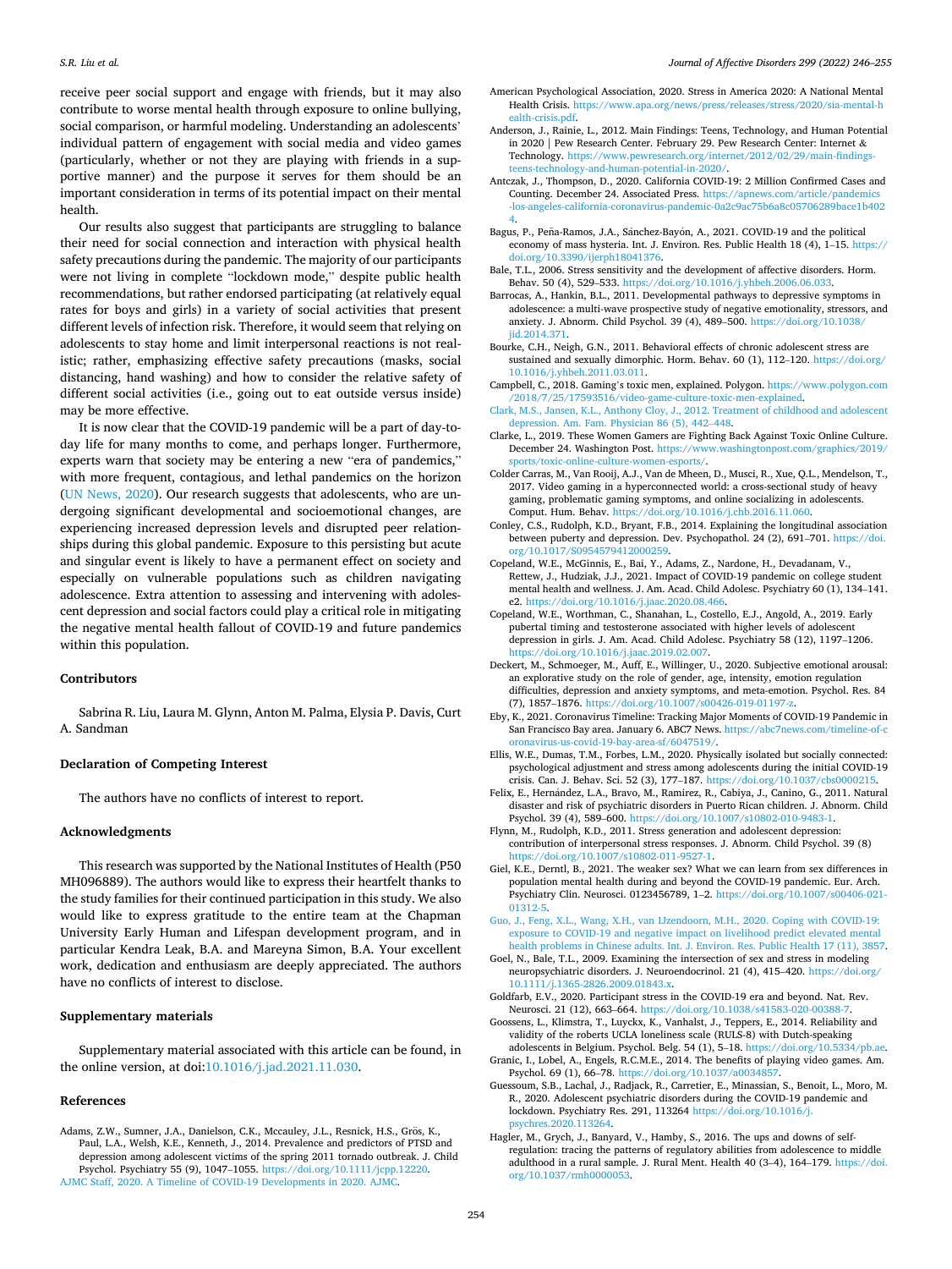receive peer social support and engage with friends, but it may also contribute to worse mental health through exposure to online bullying, social comparison, or harmful modeling. Understanding an adolescents' individual pattern of engagement with social media and video games (particularly, whether or not they are playing with friends in a supportive manner) and the purpose it serves for them should be an important consideration in terms of its potential impact on their mental health.

Our results also suggest that participants are struggling to balance their need for social connection and interaction with physical health safety precautions during the pandemic. The majority of our participants were not living in complete "lockdown mode," despite public health recommendations, but rather endorsed participating (at relatively equal rates for boys and girls) in a variety of social activities that present different levels of infection risk. Therefore, it would seem that relying on adolescents to stay home and limit interpersonal reactions is not realistic; rather, emphasizing effective safety precautions (masks, social distancing, hand washing) and how to consider the relative safety of different social activities (i.e., going out to eat outside versus inside) may be more effective.

It is now clear that the COVID-19 pandemic will be a part of day-to-day life for many months to come, and perhaps longer. Furthermore, experts warn that society may be entering a new "era of pandemics," with more frequent, contagious, and lethal pandemics on the horizon (UN News, 2020). Our research suggests that adolescents, who are undergoing significant developmental and socioemotional changes, are experiencing increased depression levels and disrupted peer relationships during this global pandemic. Exposure to this persisting but acute and singular event is likely to have a permanent effect on society and especially on vulnerable populations such as children navigating adolescence. Extra attention to assessing and intervening with adolescent depression and social factors could play a critical role in mitigating the negative mental health fallout of COVID-19 and future pandemics within this population.

## Contributors

Sabrina R. Liu, Laura M. Glynn, Anton M. Palma, Elysia P. Davis, Curt A. Sandman

## Declaration of Competing Interest

The authors have no conflicts of interest to report.

## Acknowledgments

This research was supported by the National Institutes of Health (P50 MH096889). The authors would like to express their heartfelt thanks to the study families for their continued participation in this study. We also would like to express gratitude to the entire team at the Chapman University Early Human and Lifespan development program, and in particular Kendra Leak, B.A. and Mareyna Simon, B.A. Your excellent work, dedication and enthusiasm are deeply appreciated. The authors have no conflicts of interest to disclose.

## Supplementary materials

Supplementary material associated with this article can be found, in the online version, at doi:10.1016/j.jad.2021.11.030.

## References

Adams, Z.W., Sumner, J.A., Danielson, C.K., Mccauley, J.L., Resnick, H.S., Grös, K., Paul, L.A., Welsh, K.E., Kenneth, J., 2014. Prevalence and predictors of PTSD and depression among adolescent victims of the spring 2011 tornado outbreak. J. Child Psychol. Psychiatry 55 (9), 1047–1055. https://doi.org/10.1111/jcpp.12220.

AJMC Staff, 2020. A Timeline of COVID-19 Developments in 2020. AJMC.

American Psychological Association, 2020. Stress in America 2020: A National Mental Health Crisis. https://www.apa.org/news/press/releases/stress/2020/sia-mental-health-crisis.pdf.

Anderson, J., Rainie, L., 2012. Main Findings: Teens, Technology, and Human Potential in 2020 | Pew Research Center. February 29. Pew Research Center: Internet & Technology. https://www.pewresearch.org/internet/2012/02/29/main-findings-teens-technology-and-human-potential-in-2020/.

Antczak, J., Thompson, D., 2020. California COVID-19: 2 Million Confirmed Cases and Counting. December 24. Associated Press. https://apnews.com/article/pandemics-los-angeles-california-coronavirus-pandemic-0a2c9ac75b6a8c05706289bace1b4024.

Bagus, P., Peña-Ramos, J.A., Sánchez-Bayón, A., 2021. COVID-19 and the political economy of mass hysteria. Int. J. Environ. Res. Public Health 18 (4), 1–15. https://doi.org/10.3390/ijerph18041376.

Bale, T.L., 2006. Stress sensitivity and the development of affective disorders. Horm. Behav. 50 (4), 529–533. https://doi.org/10.1016/j.yhbeh.2006.06.033.

Barrocas, A., Hankin, B.L., 2011. Developmental pathways to depressive symptoms in adolescence: a multi-wave prospective study of negative emotionality, stressors, and anxiety. J. Abnorm. Child Psychol. 39 (4), 489–500. https://doi.org/10.1038/jid.2014.371.

Bourke, C.H., Neigh, G.N., 2011. Behavioral effects of chronic adolescent stress are sustained and sexually dimorphic. Horm. Behav. 60 (1), 112–120. https://doi.org/10.1016/j.yhbeh.2011.03.011.

Campbell, C., 2018. Gaming's toxic men, explained. Polygon. https://www.polygon.com/2018/7/25/17593516/video-game-culture-toxic-men-explained.

Clark, M.S., Jansen, K.L., Anthony Cloy, J., 2012. Treatment of childhood and adolescent depression. Am. Fam. Physician 86 (5), 442–448.

Clarke, L., 2019. These Women Gamers are Fighting Back Against Toxic Online Culture. December 24. Washington Post. https://www.washingtonpost.com/graphics/2019/sports/toxic-online-culture-women-esports/.

Colder Carras, M., Van Rooij, A.J., Van de Mheen, D., Musci, R., Xue, Q.L., Mendelson, T., 2017. Video gaming in a hyperconnected world: a cross-sectional study of heavy gaming, problematic gaming symptoms, and online socializing in adolescents. Comput. Hum. Behav. https://doi.org/10.1016/j.chb.2016.11.060.

Conley, C.S., Rudolph, K.D., Bryant, F.B., 2014. Explaining the longitudinal association between puberty and depression. Dev. Psychopathol. 24 (2), 691–701. https://doi.org/10.1017/S0954579412000259.

Copeland, W.E., McGinnis, E., Bai, Y., Adams, Z., Nardone, H., Devadanam, V., Rettew, J., Hudziak, J.J., 2021. Impact of COVID-19 pandemic on college student mental health and wellness. J. Am. Acad. Child Adolesc. Psychiatry 60 (1), 134–141. e2. https://doi.org/10.1016/j.jaac.2020.08.466.

Copeland, W.E., Worthman, C., Shanahan, L., Costello, E.J., Angold, A., 2019. Early pubertal timing and testosterone associated with higher levels of adolescent depression in girls. J. Am. Acad. Child Adolesc. Psychiatry 58 (12), 1197–1206. https://doi.org/10.1016/j.jaac.2019.02.007.

Deckert, M., Schmoeger, M., Auff, E., Willinger, U., 2020. Subjective emotional arousal: an explorative study on the role of gender, age, intensity, emotion regulation difficulties, depression and anxiety symptoms, and meta-emotion. Psychol. Res. 84 (7), 1857–1876. https://doi.org/10.1007/s00426-019-01197-z.

Eby, K., 2021. Coronavirus Timeline: Tracking Major Moments of COVID-19 Pandemic in San Francisco Bay area. January 6. ABC7 News. https://abc7news.com/timeline-of-coronavirus-us-covid-19-bay-area-sf/6047519/.

Ellis, W.E., Dumas, T.M., Forbes, L.M., 2020. Physically isolated but socially connected: psychological adjustment and stress among adolescents during the initial COVID-19 crisis. Can. J. Behav. Sci. 52 (3), 177–187. https://doi.org/10.1037/cbs0000215.

Felix, E., Hernández, L.A., Bravo, M., Ramirez, R., Cabiya, J., Canino, G., 2011. Natural disaster and risk of psychiatric disorders in Puerto Rican children. J. Abnorm. Child Psychol. 39 (4), 589–600. https://doi.org/10.1007/s10802-010-9483-1.

Flynn, M., Rudolph, K.D., 2011. Stress generation and adolescent depression: contribution of interpersonal stress responses. J. Abnorm. Child Psychol. 39 (8) https://doi.org/10.1007/s10802-011-9527-1.

Giel, K.E., Derntl, B., 2021. The weaker sex? What we can learn from sex differences in population mental health during and beyond the COVID-19 pandemic. Eur. Arch. Psychiatry Clin. Neurosci. 0123456789, 1–2. https://doi.org/10.1007/s00406-021-01312-5.

Goel, N., Bale, T.L., 2009. Examining the intersection of sex and stress in modeling neuropsychiatric disorders. J. Neuroendocrinol. 21 (4), 415–420. https://doi.org/10.1111/j.1365-2826.2009.01843.x.

Goldfarb, E.V., 2020. Participant stress in the COVID-19 era and beyond. Nat. Rev. Neurosci. 21 (12), 663–664. https://doi.org/10.1038/s41583-020-00388-7.

Goossens, L., Klimstra, T., Luyckx, K., Vanhalst, J., Teppers, E., 2014. Reliability and validity of the roberts UCLA loneliness scale (RULS-8) with Dutch-speaking adolescents in Belgium. Psychol. Belg. 54 (1), 5–18. https://doi.org/10.5334/pb.ae.

Granic, I., Lobel, A., Engels, R.C.M.E., 2014. The benefits of playing video games. Am. Psychol. 69 (1), 66–78. https://doi.org/10.1037/a0034857.

Guessoum, S.B., Lachal, J., Radjack, R., Carretier, E., Minassian, S., Benoit, L., Moro, M. R., 2020. Adolescent psychiatric disorders during the COVID-19 pandemic and lockdown. Psychiatry Res. 291, 113264 https://doi.org/10.1016/j.psychres.2020.113264.

Guo, J., Feng, X.L., Wang, X.H., van IJzendoorn, M.H., 2020. Coping with COVID-19: exposure to COVID-19 and negative impact on livelihood predict elevated mental health problems in Chinese adults. Int. J. Environ. Res. Public Health 17 (11), 3857.

Hagler, M., Grych, J., Banyard, V., Hamby, S., 2016. The ups and downs of self-regulation: tracing the patterns of regulatory abilities from adolescence to middle adulthood in a rural sample. J. Rural Ment. Health 40 (3–4), 164–179. https://doi.org/10.1037/rmh0000053.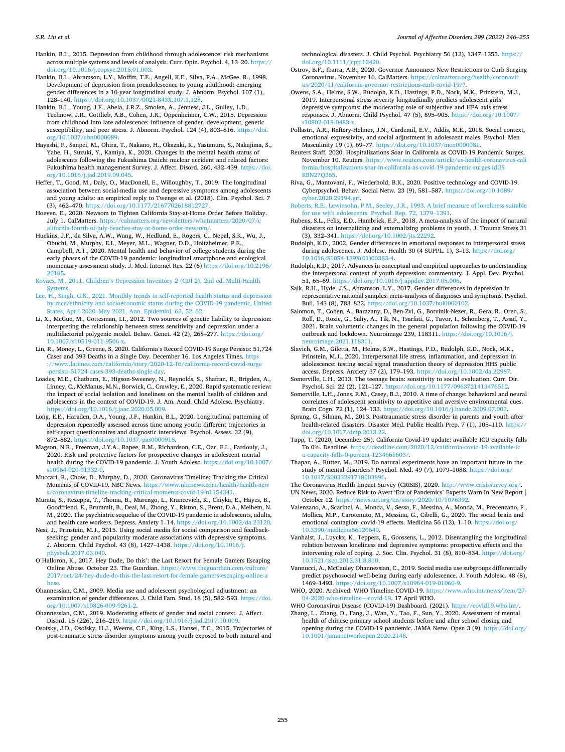Hankin, B.L., 2015. Depression from childhood through adolescence: risk mechanisms across multiple systems and levels of analysis. Curr. Opin. Psychol. 4, 13–20. https://doi.org/10.1016/j.copsyc.2015.01.003.

Hankin, B.L., Abramson, L.Y., Moffitt, T.E., Angell, K.E., Silva, P.A., McGee, R., 1998. Development of depression from preadolescence to young adulthood: emerging gender differences in a 10-year longitudinal study. J. Abnorm. Psychol. 107 (1), 128–140. https://doi.org/10.1037/0021-843X.107.1.128.

Hankin, B.L., Young, J.F., Abela, J.R.Z., Smolen, A., Jenness, J.L., Gulley, L.D., Technow, J.R., Gottlieb, A.B., Cohen, J.R., Oppenheimer, C.W., 2015. Depression from childhood into late adolescence: influence of gender, development, genetic susceptibility, and peer stress. J. Abnorm. Psychol. 124 (4), 803–816. https://doi.org/10.1037/abn0000089.

Hayashi, F., Sanpei, M., Ohira, T., Nakano, H., Okazaki, K., Yasumura, S., Nakajima, S., Yabe, H., Suzuki, Y., Kamiya, K., 2020. Changes in the mental health status of adolescents following the Fukushima Daiichi nuclear accident and related factors: Fukushima health management Survey. J. Affect. Disord. 260, 432–439. https://doi.org/10.1016/j.jad.2019.09.045.

Heffer, T., Good, M., Daly, O., MacDonell, E., Willoughby, T., 2019. The longitudinal association between social-media use and depressive symptoms among adolescents and young adults: an empirical reply to Twenge et al. (2018). Clin. Psychol. Sci. 7 (3), 462–470. https://doi.org/10.1177/2167702618812727.

Hoeven, E., 2020. Newsom to Tighten California Stay-at-Home Order Before Holiday. July 1. CalMatters. https://calmatters.org/newsletters/whatmatters/2020/07/california-fourth-of-july-beaches-stay-at-home-order-newsom/.

Huckins, J.F., da Silva, A.W., Wang, W., Hedlund, E., Rogers, C., Nepal, S.K., Wu, J., Obuchi, M., Murphy, E.I., Meyer, M.L., Wagner, D.D., Holtzheimer, P.E., Campbell, A.T., 2020. Mental health and behavior of college students during the early phases of the COVID-19 pandemic: longitudinal smartphone and ecological momentary assessment study. J. Med. Internet Res. 22 (6) https://doi.org/10.2196/20185.

Kovacs, M., 2011. Children's Depression Inventory 2 (CDI 2), 2nd ed. Multi-Health Systems.

Lee, H., Singh, G.K., 2021. Monthly trends in self-reported health status and depression by race/ethnicity and socioeconomic status during the COVID-19 pandemic, United States, April 2020–May 2021. Ann. Epidemiol. 63, 52–62.

Li, X., McGue, M., Gottesman, I.I., 2012. Two sources of genetic liability to depression: interpreting the relationship between stress sensitivity and depression under a multifactorial polygenic model. Behav. Genet. 42 (2), 268–277. https://doi.org/10.1007/s10519-011-9506-x.

Lin, R., Money, L., Greene, S, 2020. California's Record COVID-19 Surge Persists: 51,724 Cases and 393 Deaths in a Single Day. December 16. Los Angeles Times. https://www.latimes.com/california/story/2020-12-16/california-record-covid-surge-persists-51724-cases-393-deaths-single-day.

Loades, M.E., Chatburn, E., Higson-Sweeney, N., Reynolds, S., Shafran, R., Brigden, A., Linney, C., McManus, M.N., Borwick, C., Crawley, E., 2020. Rapid systematic review: the impact of social isolation and loneliness on the mental health of children and adolescents in the context of COVID-19. J. Am. Acad. Child Adolesc. Psychiatry. https://doi.org/10.1016/j.jaac.2020.05.009.

Long, E.E., Haraden, D.A., Young, J.F., Hankin, B.L., 2020. Longitudinal patterning of depression repeatedly assessed across time among youth: different trajectories in self-report questionnaires and diagnostic interviews. Psychol. Assess. 32 (9), 872–882. https://doi.org/10.1037/pas0000915.

Magson, N.R., Freeman, J.Y.A., Rapee, R.M., Richardson, C.E., Oar, E.L., Fardouly, J., 2020. Risk and protective factors for prospective changes in adolescent mental health during the COVID-19 pandemic. J. Youth Adolesc. https://doi.org/10.1007/s10964-020-01332-9.

Muccari, R., Chow, D., Murphy, D., 2020. Coronavirus Timeline: Tracking the Critical Moments of COVID-19. NBC News. https://www.nbcnews.com/health/health-news/coronavirus-timeline-tracking-critical-moments-covid-19-n1154341.

Murata, S., Rezeppa, T., Thoma, B., Marengo, L., Krancevich, K., Chiyka, E., Hayes, B., Goodfriend, E., Deal, M., Zhong, Y., Brummit, B., Coury, T., Riston, S., Brent, D.A., Melhem, N.M., 2020. The psychiatric sequelae of the COVID-19 pandemic in adolescents, adults, and health care workers. Depress. Anxiety 1–14. https://doi.org/10.1002/da.23120.

Nesi, J., Prinstein, M.J., 2015. Using social media for social comparison and feedback-seeking: gender and popularity moderate associations with depressive symptoms. J. Abnorm. Child Psychol. 43 (8), 1427–1438. https://doi.org/10.1016/j.physbeh.2017.03.040.

O'Halloron, K., 2017. Hey Dude, Do this': the Last Resort for Female Gamers Escaping Online Abuse. October 23. The Guardian. https://www.theguardian.com/culture/2017/oct/24/hey-dude-do-this-the-last-resort-for-female-gamers-escaping-online-abuse.

Ohannessian, C.M., 2009. Media use and adolescent psychological adjustment: an examination of gender differences. J. Child Fam. Stud. 18 (5), 582–593. https://doi.org/10.1007/s10826-009-9261-2.

Ohannessian, C.M., 2019. Moderating effects of gender and social context. J. Affect. Disord. 15 (226), 216–219. https://doi.org/10.1016/j.jad.2017.10.009.

Osofsky, J.D., Osofsky, H.J., Weems, C.F., King, L.S., Hansel, T.C., 2015. Trajectories of post-traumatic stress disorder symptoms among youth exposed to both natural and technological disasters. J. Child Psychol. Psychiatry 56 (12), 1347–1355. https://doi.org/10.1111/jcpp.12420.

Ostrov, B.F., Ibarra, A.B., 2020. Governor Announces New Restrictions to Curb Surging Coronavirus. November 16. CalMatters. https://calmatters.org/health/coronavirus/2020/11/california-governor-restrictions-curb-covid-19/?.

Owens, S.A., Helms, S.W., Rudolph, K.D., Hastings, P.D., Nock, M.K., Prinstein, M.J., 2019. Interpersonal stress severity longitudinally predicts adolescent girls' depressive symptoms: the moderating role of subjective and HPA axis stress responses. J. Abnorm. Child Psychol. 47 (5), 895–905. https://doi.org/10.1007/s10802-018-0483-x.

Pollastri, A.R., Raftery-Helmer, J.N., Cardemil, E.V., Addis, M.E., 2018. Social context, emotional expressivity, and social adjustment in adolescent males. Psychol. Men Masculinity 19 (1), 69–77. https://doi.org/10.1037/men0000081.

Reuters Staff, 2020. Hospitalizations Soar in California as COVID-19 Pandemic Surges. November 10. Reuters. https://www.reuters.com/article/us-health-coronavirus-california/hospitalizations-soar-in-california-as-covid-19-pandemic-surges-idUSKBN27Q365.

Riva, G., Mantovani, F., Wiederhold, B.K., 2020. Positive technology and COVID-19. Cyberpsychol. Behav. Social Netw. 23 (9), 581–587. https://doi.org/10.1089/cyber.2020.29194.gri.

Roberts, R.E., Lewinsohn, P.M., Seeley, J.R., 1993. A brief measure of loneliness suitable for use with adolescents. Psychol. Rep. 72, 1379–1391.

Rubens, S.L., Felix, E.D., Hambrick, E.P., 2018. A meta-analysis of the impact of natural disasters on internalizing and externalizing problems in youth. J. Trauma Stress 31 (3), 332–341. https://doi.org/10.1002/jts.22292.

Rudolph, K.D., 2002. Gender differences in emotional responses to interpersonal stress during adolescence. J. Adolesc. Health 30 (4 SUPPL. 1), 3–13. https://doi.org/10.1016/S1054-139X(01)00383-4.

Rudolph, K.D., 2017. Advances in conceptual and empirical approaches to understanding the interpersonal context of youth depression: commentary. J. Appl. Dev. Psychol. 51, 65–69. https://doi.org/10.1016/j.appdev.2017.05.006.

Salk, R.H., Hyde, J.S., Abramson, L.Y., 2017. Gender differences in depression in representative national samples: meta-analyses of diagnoses and symptoms. Psychol. Bull. 143 (8), 783–822. https://doi.org/10.1037/bul0000102.

Salomon, T., Cohen, A., Barazany, D., Ben-Zvi, G., Botvinik-Nezer, R., Gera, R., Oren, S., Roll, D., Rozic, G., Saliy, A., Tik, N., Tsarfati, G., Tavor, I., Schonberg, T., Assaf, Y., 2021. Brain volumetric changes in the general population following the COVID-19 outbreak and lockdown. Neuroimage 239, 118311. https://doi.org/10.1016/j.neuroimage.2021.118311.

Slavich, G.M., Giletta, M., Helms, S.W., Hastings, P.D., Rudolph, K.D., Nock, M.K., Prinstein, M.J., 2020. Interpersonal life stress, inflammation, and depression in adolescence: testing social signal transduction theory of depression HHS public access. Depress. Anxiety 37 (2), 179–193. https://doi.org/10.1002/da.22987.

Somerville, L.H., 2013. The teenage brain: sensitivity to social evaluation. Curr. Dir. Psychol. Sci. 22 (2), 121–127. https://doi.org/10.1177/0963721413476512.

Somerville, L.H., Jones, R.M., Casey, B.J., 2010. A time of change: behavioral and neural correlates of adolescent sensitivity to appetitive and aversive environmental cues. Brain Cogn. 72 (1), 124–133. https://doi.org/10.1016/j.bandc.2009.07.003.

Sprang, G., Silman, M., 2013. Posttraumatic stress disorder in parents and youth after health-related disasters. Disaster Med. Public Health Prep. 7 (1), 105–110. https://doi.org/10.1017/dmp.2013.22.

Tapp, T. (2020, December 25). California Covid-19 update: available ICU capacity falls To 0%. Deadline. https://deadline.com/2020/12/california-covid-19-available-icu-capacity-falls-0-percent-1234661603/.

Thapar, A., Rutter, M., 2019. Do natural experiments have an important future in the study of mental disorders? Psychol. Med. 49 (7), 1079–1088. https://doi.org/10.1017/S0033291718003896.

The Coronavirus Health Impact Survey (CRISIS), 2020. http://www.crisissurvey.org/.

UN News, 2020. Reduce Risk to Avert 'Era of Pandemics' Experts Warn In New Report | October 12. https://news.un.org/en/story/2020/10/1076392.

Valenzano, A., Scarinci, A., Monda, V., Sessa, F., Messina, A., Monda, M., Precenzano, F., Mollica, M.P., Carotenuto, M., Messina, G., Cibelli, G., 2020. The social brain and emotional contagion: covid-19 effects. Medicina 56 (12), 1–10. https://doi.org/10.3390/medicina56120640.

Vanhalst, J., Luyckx, K., Teppers, E., Goossens, L., 2012. Disentangling the longitudinal relation between loneliness and depressive symptoms: prospective effects and the intervening role of coping. J. Soc. Clin. Psychol. 31 (8), 810–834. https://doi.org/10.1521/jscp.2012.31.8.810.

Vannucci, A., McCauley Ohannessian, C., 2019. Social media use subgroups differentially predict psychosocial well-being during early adolescence. J. Youth Adolesc. 48 (8), 1469–1493. https://doi.org/10.1007/s10964-019-01060-9.

WHO, 2020. Archived: WHO Timeline-COVID-19. https://www.who.int/news/item/27-04-2020-who-timeline—covid-19. 17 April WHO.

WHO Coronavirus Disease (COVID-19) Dashboard. (2021). https://covid19.who.int/.

Zhang, L., Zhang, D., Fang, J., Wan, Y., Tao, F., Sun, Y., 2020. Assessment of mental health of chinese primary school students before and after school closing and opening during the COVID-19 pandemic. JAMA Netw. Open 3 (9). https://doi.org/10.1001/jamanetworkopen.2020.2148.